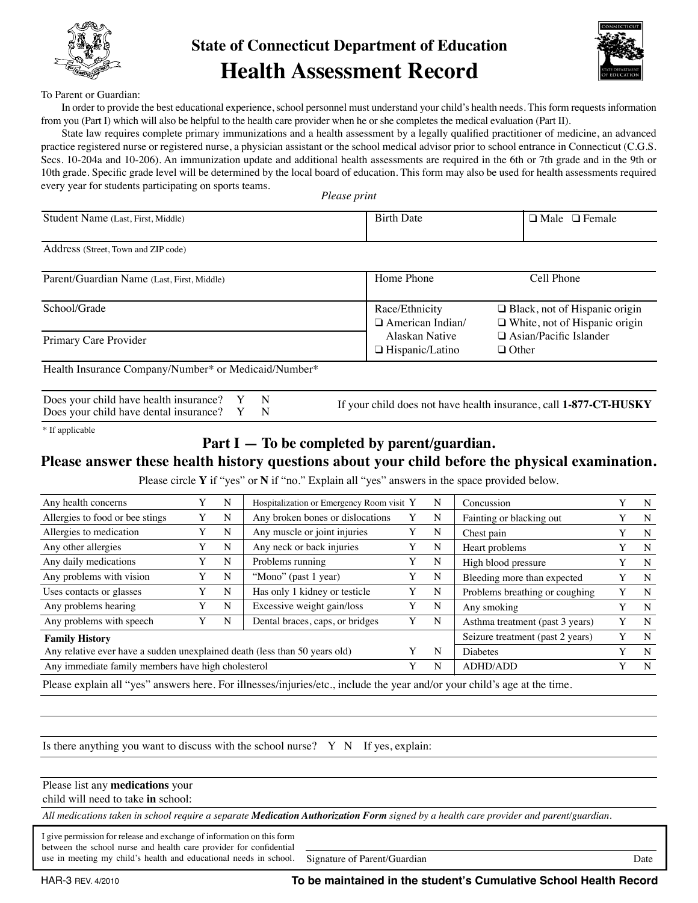# State of Connecticut Department of Education

## Health Assessment Record

To Parent or Guardian:

In order to provide the best educational experience, school personnel must understand your child's health needs. This form requests information from you (Part I) which will also be helpful to the health care provider when he or she completes the medical evaluation (Part II).

State law requires complete primary immunizations and a health assessment by a legally qualified practitioner of medicine, an advanced practice registered nurse or registered nurse, a physician assistant or the school medical advisor prior to school entrance in Connecticut (C.G.S. Secs. 10-204a and 10-206). An immunization update and additional health assessments are required in the 6th or 7th grade and in the 9th or 10th grade. Specific grade level will be determined by the local board of education. This form may also be used for health assessments required every year for students participating on sports teams.

*Please print*

| Student Name (Last, First, Middle) | Birth Date | ❑ Male ❑ Female |
|---|---|---|
| Address (Street, Town and ZIP code) | | |
| Parent/Guardian Name (Last, First, Middle) | Home Phone | Cell Phone |
| School/Grade | Race/Ethnicity<br>❑ American Indian/ Alaskan Native<br>❑ Hispanic/Latino | ❑ Black, not of Hispanic origin<br>❑ White, not of Hispanic origin<br>❑ Asian/Pacific Islander<br>❑ Other |
| Primary Care Provider | | |
| Health Insurance Company/Number* or Medicaid/Number* | | |

Does your child have health insurance? Y N
Does your child have dental insurance? Y N

If your child does not have health insurance, call **1-877-CT-HUSKY**

\* If applicable

### Part I — To be completed by parent/guardian.

### Please answer these health history questions about your child before the physical examination.

Please circle **Y** if "yes" or **N** if "no." Explain all "yes" answers in the space provided below.

| | | | | | | | | |
|---|---|---|---|---|---|---|---|---|
| Any health concerns | Y | N | Hospitalization or Emergency Room visit | Y | N | Concussion | Y | N |
| Allergies to food or bee stings | Y | N | Any broken bones or dislocations | Y | N | Fainting or blacking out | Y | N |
| Allergies to medication | Y | N | Any muscle or joint injuries | Y | N | Chest pain | Y | N |
| Any other allergies | Y | N | Any neck or back injuries | Y | N | Heart problems | Y | N |
| Any daily medications | Y | N | Problems running | Y | N | High blood pressure | Y | N |
| Any problems with vision | Y | N | "Mono" (past 1 year) | Y | N | Bleeding more than expected | Y | N |
| Uses contacts or glasses | Y | N | Has only 1 kidney or testicle | Y | N | Problems breathing or coughing | Y | N |
| Any problems hearing | Y | N | Excessive weight gain/loss | Y | N | Any smoking | Y | N |
| Any problems with speech | Y | N | Dental braces, caps, or bridges | Y | N | Asthma treatment (past 3 years) | Y | N |
| **Family History** | | | | | | Seizure treatment (past 2 years) | Y | N |
| Any relative ever have a sudden unexplained death (less than 50 years old) | | | | Y | N | Diabetes | Y | N |
| Any immediate family members have high cholesterol | | | | Y | N | ADHD/ADD | Y | N |

Please explain all "yes" answers here. For illnesses/injuries/etc., include the year and/or your child's age at the time.

Is there anything you want to discuss with the school nurse? Y N If yes, explain:

Please list any **medications** your child will need to take **in** school:

*All medications taken in school require a separate **Medication Authorization Form** signed by a health care provider and parent/guardian.*

I give permission for release and exchange of information on this form between the school nurse and health care provider for confidential use in meeting my child's health and educational needs in school.

Signature of Parent/Guardian Date

HAR-3 REV. 4/2010

**To be maintained in the student's Cumulative School Health Record**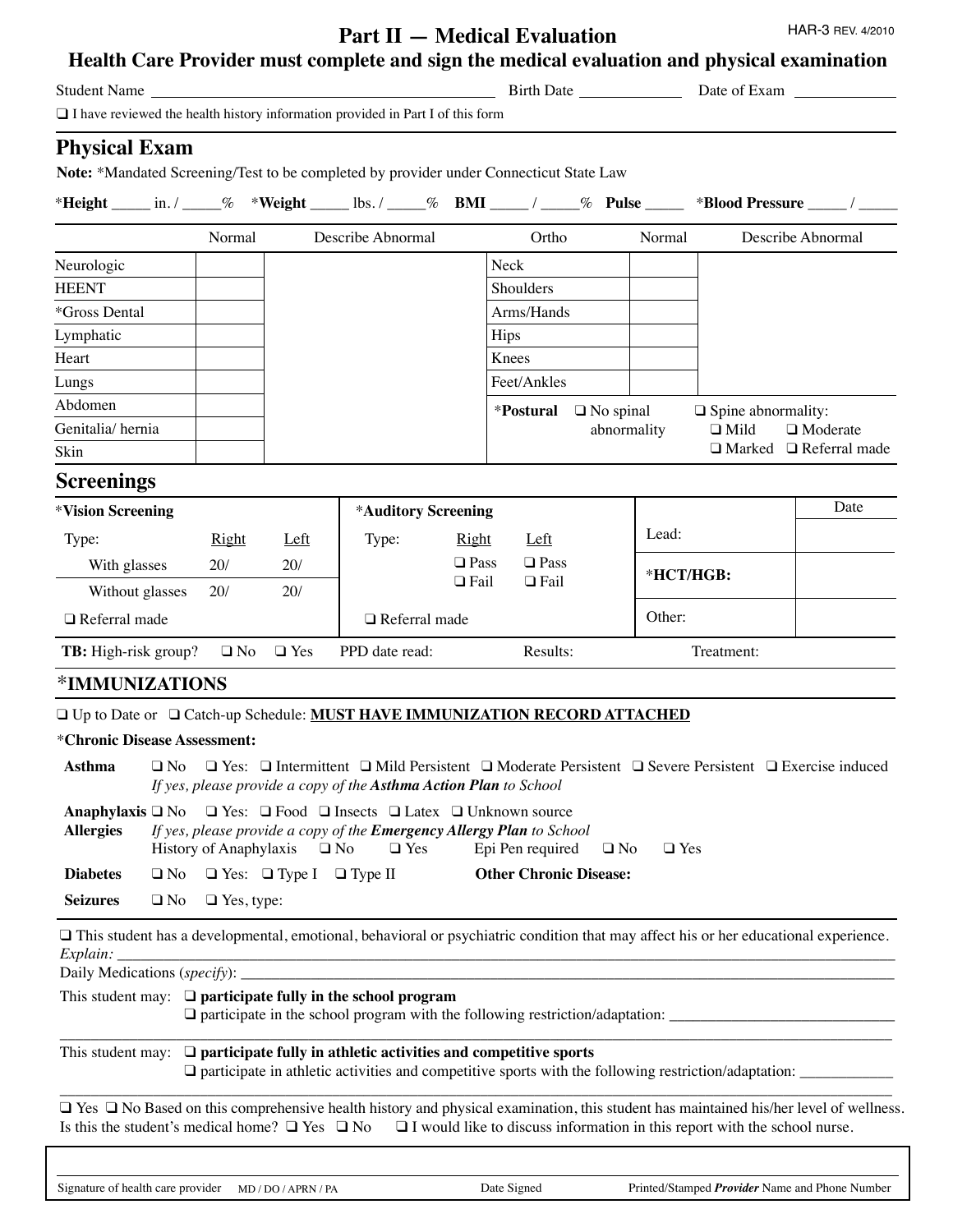# Part II — Medical Evaluation

HAR-3 REV. 4/2010

## Health Care Provider must complete and sign the medical evaluation and physical examination

Student Name ______________________________ Birth Date ____________ Date of Exam ____________

❑ I have reviewed the health history information provided in Part I of this form

## Physical Exam

**Note:** *Mandated Screening/Test to be completed by provider under Connecticut State Law

*__Height__ _____ in. / _____% *__Weight__ _____ lbs. / _____% **BMI** _____ / _____% **Pulse** _____ *__Blood Pressure__ _____ / _____

| | Normal | Describe Abnormal | Ortho | Normal | Describe Abnormal |
|---|---|---|---|---|---|
| Neurologic | | | Neck | | |
| HEENT | | | Shoulders | | |
| *Gross Dental | | | Arms/Hands | | |
| Lymphatic | | | Hips | | |
| Heart | | | Knees | | |
| Lungs | | | Feet/Ankles | | |
| Abdomen | | | *__Postural__ ❑ No spinal abnormality | ❑ Spine abnormality: ❑ Mild ❑ Moderate ❑ Marked ❑ Referral made | |
| Genitalia/ hernia | | | | | |
| Skin | | | | | |

## Screenings

| *__Vision Screening__ | | | *__Auditory Screening__ | | | | Date |
|---|---|---|---|---|---|---|---|
| Type: | Right | Left | Type: | Right | Left | Lead: | |
| With glasses | 20/ | 20/ | | ❑ Pass ❑ Fail | ❑ Pass ❑ Fail | *__HCT/HGB:__ | |
| Without glasses | 20/ | 20/ | | | | | |
| ❑ Referral made | | | ❑ Referral made | | | Other: | |

**TB:** High-risk group? ❑ No ❑ Yes PPD date read: Results: Treatment:

## *IMMUNIZATIONS

❑ Up to Date or ❑ Catch-up Schedule: **MUST HAVE IMMUNIZATION RECORD ATTACHED**

*__Chronic Disease Assessment:__

**Asthma** ❑ No ❑ Yes: ❑ Intermittent ❑ Mild Persistent ❑ Moderate Persistent ❑ Severe Persistent ❑ Exercise induced
*If yes, please provide a copy of the **Asthma Action Plan** to School*

**Anaphylaxis Allergies** ❑ No ❑ Yes: ❑ Food ❑ Insects ❑ Latex ❑ Unknown source
*If yes, please provide a copy of the **Emergency Allergy Plan** to School*
History of Anaphylaxis ❑ No ❑ Yes Epi Pen required ❑ No ❑ Yes

**Diabetes** ❑ No ❑ Yes: ❑ Type I ❑ Type II **Other Chronic Disease:**

**Seizures** ❑ No ❑ Yes, type:

❑ This student has a developmental, emotional, behavioral or psychiatric condition that may affect his or her educational experience.
*Explain:* ______________________________________________________________________
Daily Medications (*specify*): ______________________________________________________

This student may: ❑ **participate fully in the school program**
❑ participate in the school program with the following restriction/adaptation: ______________________________
______________________________________________________________________

This student may: ❑ **participate fully in athletic activities and competitive sports**
❑ participate in athletic activities and competitive sports with the following restriction/adaptation: ____________
______________________________________________________________________

❑ Yes ❑ No Based on this comprehensive health history and physical examination, this student has maintained his/her level of wellness.
Is this the student's medical home? ❑ Yes ❑ No ❑ I would like to discuss information in this report with the school nurse.

| Signature of health care provider MD / DO / APRN / PA | Date Signed | Printed/Stamped *Provider* Name and Phone Number |
|---|---|---|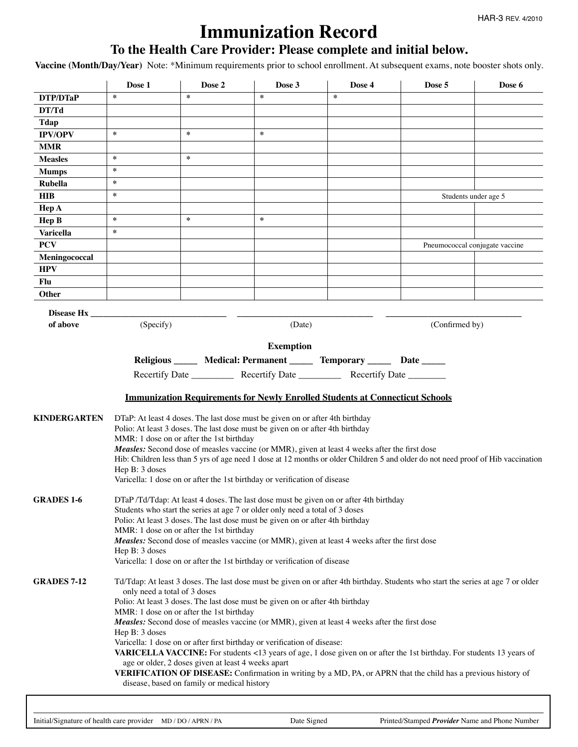HAR-3 REV. 4/2010

# Immunization Record

## To the Health Care Provider: Please complete and initial below.

**Vaccine (Month/Day/Year)** Note: *Minimum requirements prior to school enrollment. At subsequent exams, note booster shots only.

| | Dose 1 | Dose 2 | Dose 3 | Dose 4 | Dose 5 | Dose 6 |
|---|---|---|---|---|---|---|
| **DTP/DTaP** | * | * | * | * | | |
| **DT/Td** | | | | | | |
| **Tdap** | | | | | | |
| **IPV/OPV** | * | * | * | | | |
| **MMR** | | | | | | |
| **Measles** | * | * | | | | |
| **Mumps** | * | | | | | |
| **Rubella** | * | | | | | |
| **HIB** | * | | | | Students under age 5 | |
| **Hep A** | | | | | | |
| **Hep B** | * | * | * | | | |
| **Varicella** | * | | | | | |
| **PCV** | | | | | Pneumococcal conjugate vaccine | |
| **Meningococcal** | | | | | | |
| **HPV** | | | | | | |
| **Flu** | | | | | | |
| **Other** | | | | | | |

**Disease Hx of above** ______________________________ (Specify) ______________________________ (Date) ______________________________ (Confirmed by)

**Exemption**

**Religious _____ Medical: Permanent _____ Temporary _____ Date _____**

Recertify Date _________ Recertify Date _________ Recertify Date ________

**Immunization Requirements for Newly Enrolled Students at Connecticut Schools**

**KINDERGARTEN**

DTaP: At least 4 doses. The last dose must be given on or after 4th birthday
Polio: At least 3 doses. The last dose must be given on or after 4th birthday
MMR: 1 dose on or after the 1st birthday
***Measles:*** Second dose of measles vaccine (or MMR), given at least 4 weeks after the first dose
Hib: Children less than 5 yrs of age need 1 dose at 12 months or older Children 5 and older do not need proof of Hib vaccination
Hep B: 3 doses
Varicella: 1 dose on or after the 1st birthday or verification of disease

**GRADES 1-6**

DTaP /Td/Tdap: At least 4 doses. The last dose must be given on or after 4th birthday
Students who start the series at age 7 or older only need a total of 3 doses
Polio: At least 3 doses. The last dose must be given on or after 4th birthday
MMR: 1 dose on or after the 1st birthday
***Measles:*** Second dose of measles vaccine (or MMR), given at least 4 weeks after the first dose
Hep B: 3 doses
Varicella: 1 dose on or after the 1st birthday or verification of disease

**GRADES 7-12**

Td/Tdap: At least 3 doses. The last dose must be given on or after 4th birthday. Students who start the series at age 7 or older only need a total of 3 doses
Polio: At least 3 doses. The last dose must be given on or after 4th birthday
MMR: 1 dose on or after the 1st birthday
***Measles:*** Second dose of measles vaccine (or MMR), given at least 4 weeks after the first dose
Hep B: 3 doses
Varicella: 1 dose on or after first birthday or verification of disease:
**VARICELLA VACCINE:** For students <13 years of age, 1 dose given on or after the 1st birthday. For students 13 years of age or older, 2 doses given at least 4 weeks apart
**VERIFICATION OF DISEASE:** Confirmation in writing by a MD, PA, or APRN that the child has a previous history of disease, based on family or medical history

______________________________________________________________________________

Initial/Signature of health care provider MD / DO / APRN / PA Date Signed Printed/Stamped ***Provider*** Name and Phone Number